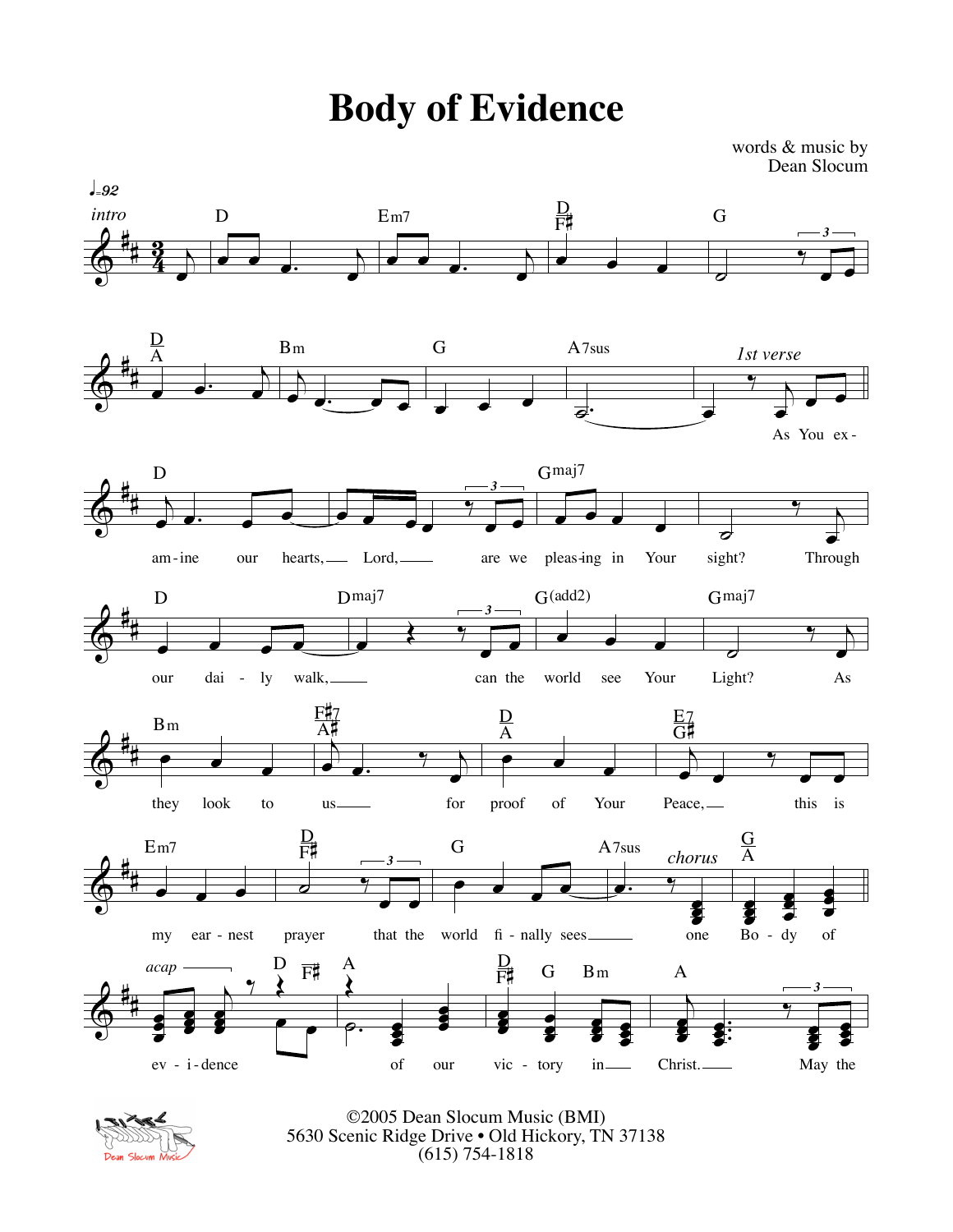# Body of Evidence

words & music by
Dean Slocum

♩=92

*intro*

D Em7 D/F♯ G

D/A Bm G A7sus

*1st verse*

As You ex-

D Gmaj7

am-ine our hearts, Lord, are we pleas-ing in Your sight? Through

D Dmaj7 G(add2) Gmaj7

our dai-ly walk, can the world see Your Light? As

Bm F♯7/A♯ D/A E7/G♯

they look to us for proof of Your Peace, this is

Em7 D/F♯ G A7sus *chorus* G/A

my ear-nest prayer that the world fi-nally sees one Bo-dy of

*acap* D F♯ A D/F♯ G Bm A

ev-i-dence of our vic-tory in Christ. May the

©2005 Dean Slocum Music (BMI)
5630 Scenic Ridge Drive • Old Hickory, TN 37138
(615) 754-1818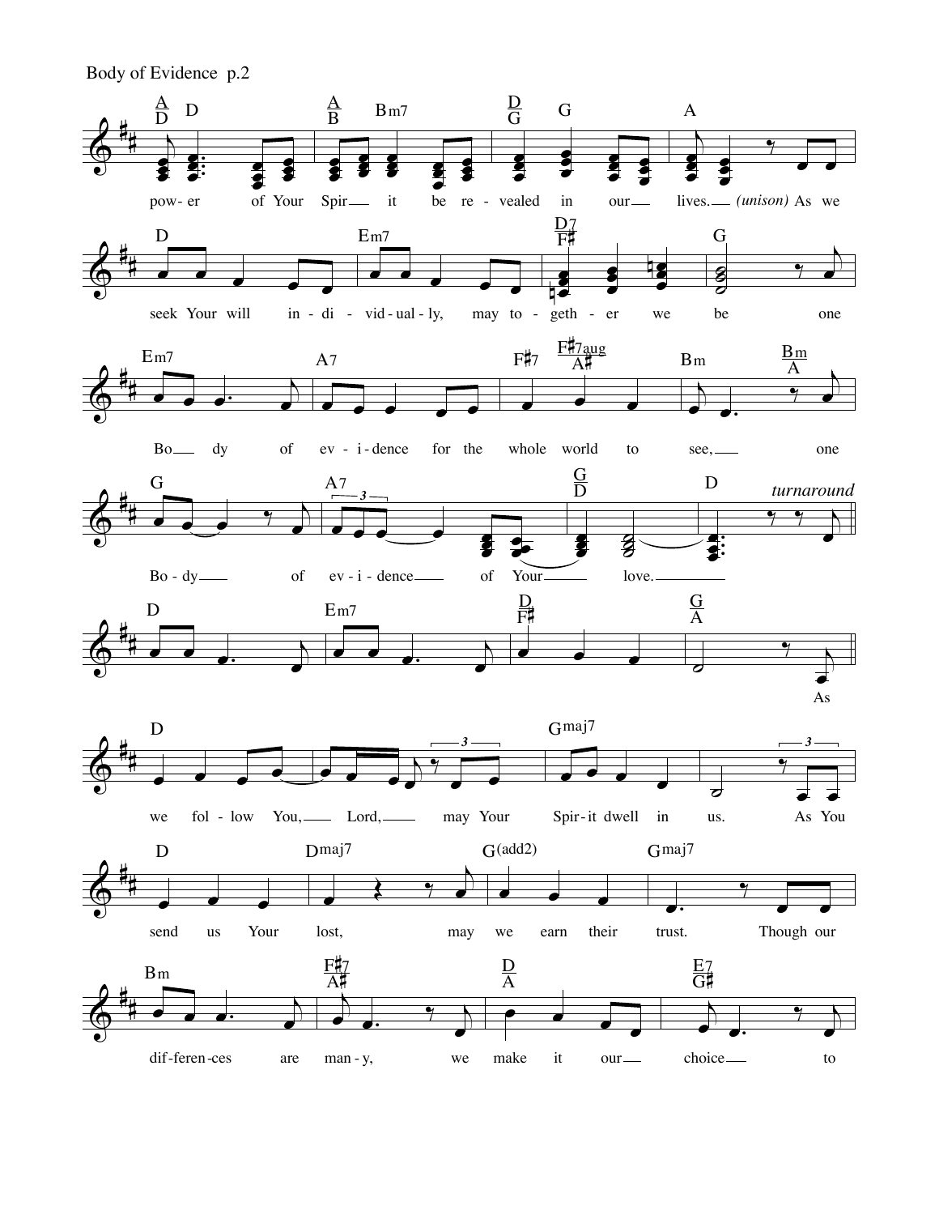Body of Evidence p.2

A/D D — A/B Bm7 — D/G G — A

pow- er of Your Spir — it be re - vealed in our — lives. — *(unison)* As we

D — Em7 — D7/F♯ — G

seek Your will in - di - vid - ual - ly, may to - geth - er we be one

Em7 — A7 — F♯7 — F♯7aug/A♯ — Bm — Bm/A

Bo — dy of ev - i - dence for the whole world to see, — one

G — A7 — G/D — D *turnaround*

Bo - dy — of ev - i - dence — of Your — love. —

D — Em7 — D/F♯ — G/A

As

D — Gmaj7

we fol - low You, — Lord, — may Your Spir - it dwell in us. As You

D — Dmaj7 — G(add2) — Gmaj7

send us Your lost, may we earn their trust. Though our

Bm — F♯7/A♯ — D/A — E7/G♯

dif - feren - ces are man - y, we make it our — choice — to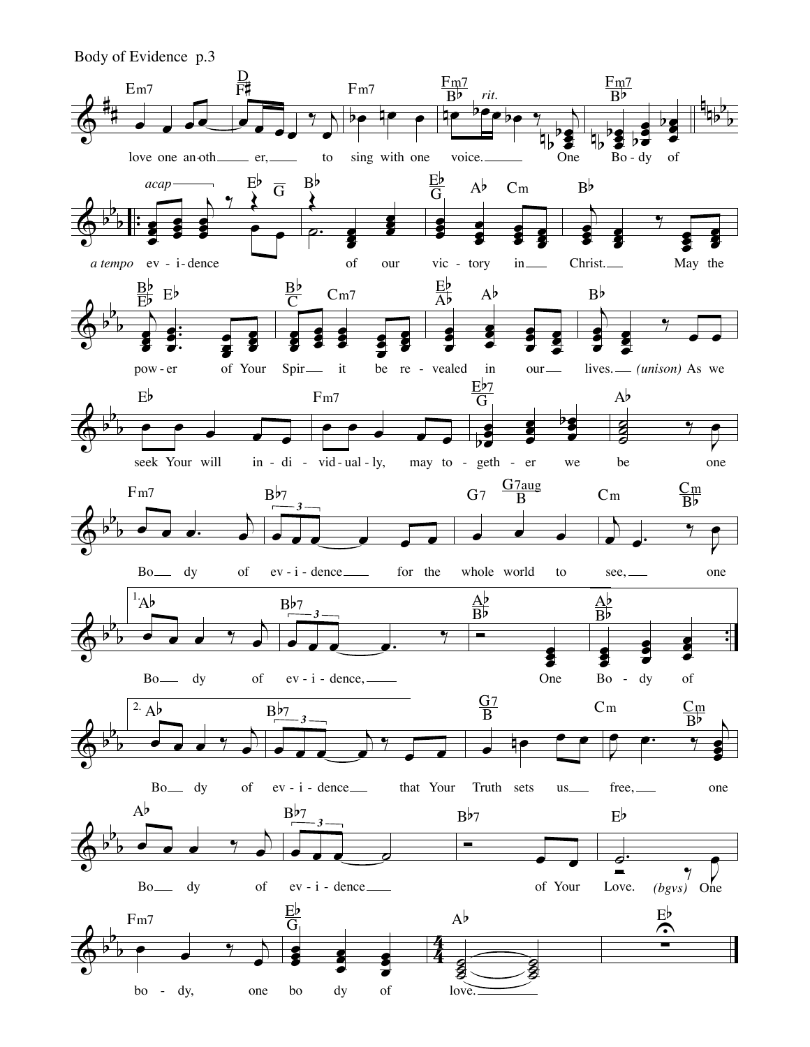love one another, to sing with one voice. One Body of

*a tempo* evidence of our victory in Christ. May the power of Your Spirit be revealed in our lives. *(unison)* As we seek Your will individually, may together we be one Body of evidence for the whole world to see, one

1. Body of evidence, One Body of

2. Body of evidence that Your Truth sets us free, one Body of evidence of Your Love. *(bgvs)* One body, one body of love.